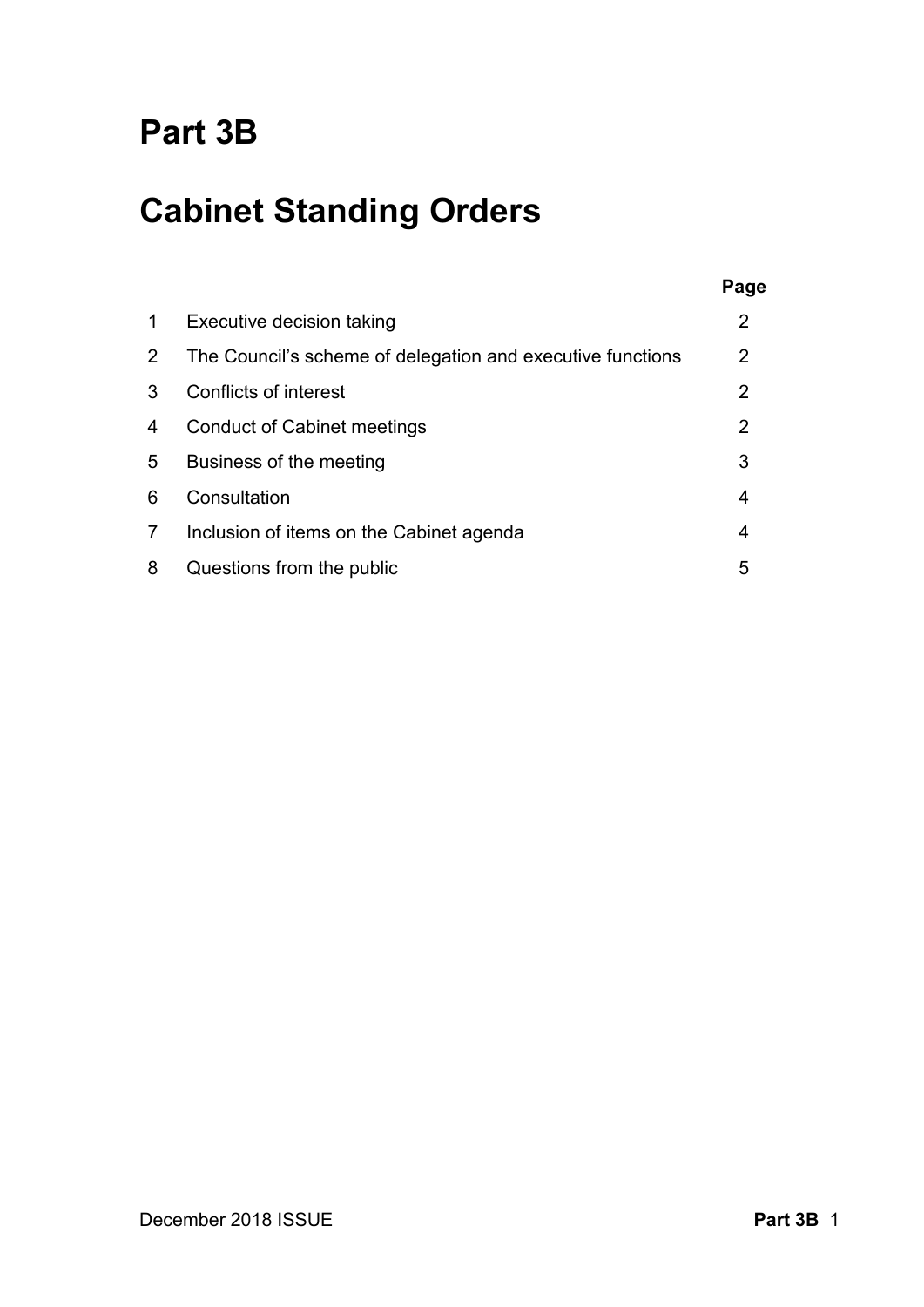# Part 3B

# Cabinet Standing Orders

| | | Page |
|---|---|---|
| 1 | Executive decision taking | 2 |
| 2 | The Council's scheme of delegation and executive functions | 2 |
| 3 | Conflicts of interest | 2 |
| 4 | Conduct of Cabinet meetings | 2 |
| 5 | Business of the meeting | 3 |
| 6 | Consultation | 4 |
| 7 | Inclusion of items on the Cabinet agenda | 4 |
| 8 | Questions from the public | 5 |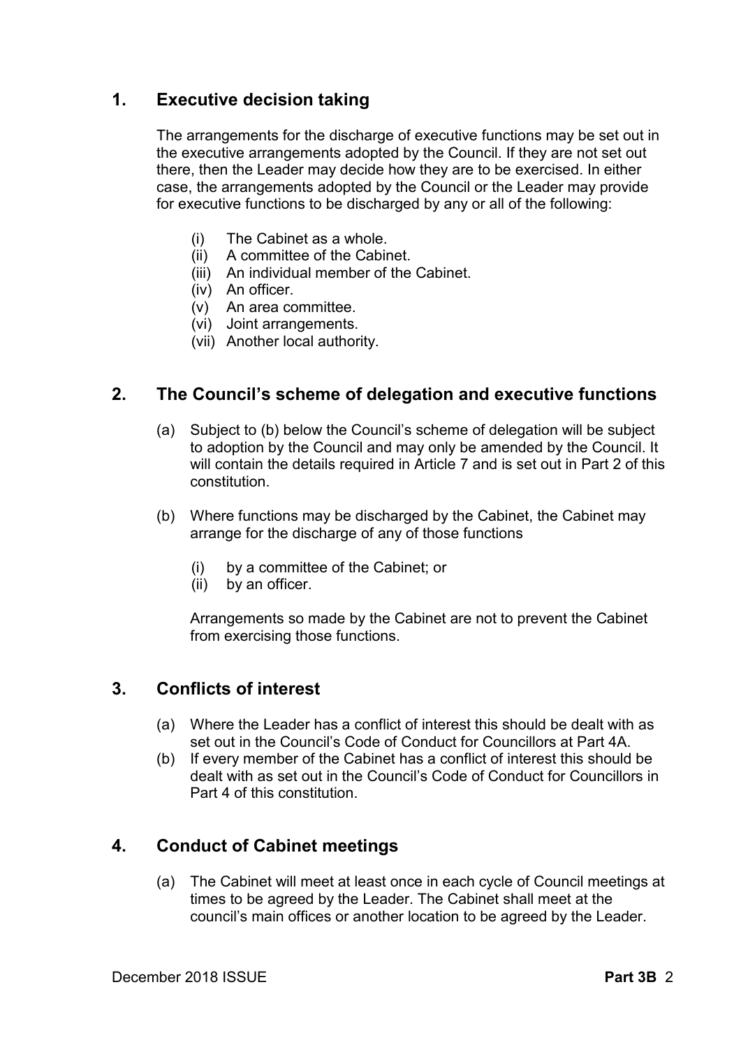## 1. Executive decision taking

The arrangements for the discharge of executive functions may be set out in the executive arrangements adopted by the Council. If they are not set out there, then the Leader may decide how they are to be exercised. In either case, the arrangements adopted by the Council or the Leader may provide for executive functions to be discharged by any or all of the following:

(i) The Cabinet as a whole.
(ii) A committee of the Cabinet.
(iii) An individual member of the Cabinet.
(iv) An officer.
(v) An area committee.
(vi) Joint arrangements.
(vii) Another local authority.

## 2. The Council's scheme of delegation and executive functions

(a) Subject to (b) below the Council's scheme of delegation will be subject to adoption by the Council and may only be amended by the Council. It will contain the details required in Article 7 and is set out in Part 2 of this constitution.

(b) Where functions may be discharged by the Cabinet, the Cabinet may arrange for the discharge of any of those functions

(i) by a committee of the Cabinet; or
(ii) by an officer.

Arrangements so made by the Cabinet are not to prevent the Cabinet from exercising those functions.

## 3. Conflicts of interest

(a) Where the Leader has a conflict of interest this should be dealt with as set out in the Council's Code of Conduct for Councillors at Part 4A.
(b) If every member of the Cabinet has a conflict of interest this should be dealt with as set out in the Council's Code of Conduct for Councillors in Part 4 of this constitution.

## 4. Conduct of Cabinet meetings

(a) The Cabinet will meet at least once in each cycle of Council meetings at times to be agreed by the Leader. The Cabinet shall meet at the council's main offices or another location to be agreed by the Leader.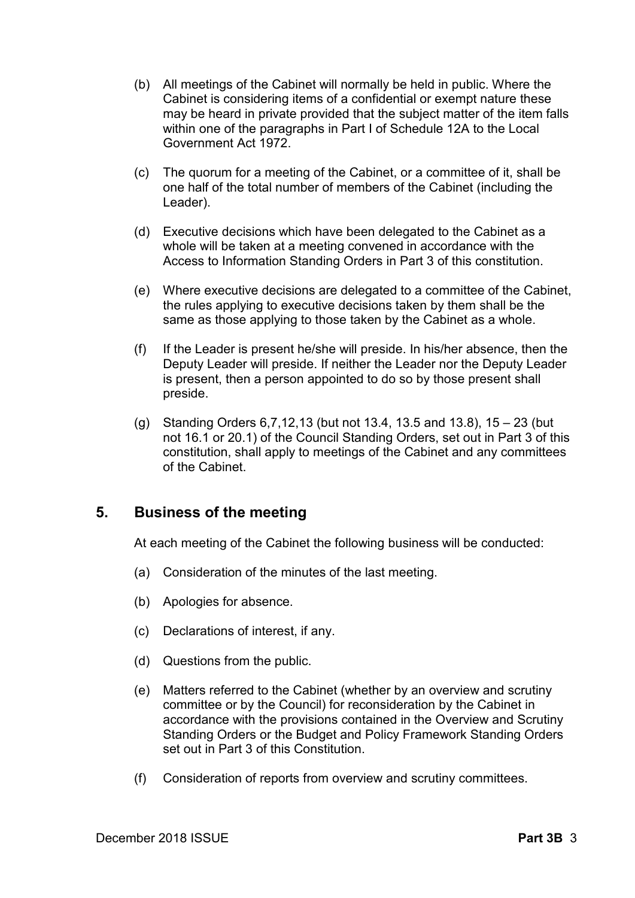(b) All meetings of the Cabinet will normally be held in public. Where the Cabinet is considering items of a confidential or exempt nature these may be heard in private provided that the subject matter of the item falls within one of the paragraphs in Part I of Schedule 12A to the Local Government Act 1972.

(c) The quorum for a meeting of the Cabinet, or a committee of it, shall be one half of the total number of members of the Cabinet (including the Leader).

(d) Executive decisions which have been delegated to the Cabinet as a whole will be taken at a meeting convened in accordance with the Access to Information Standing Orders in Part 3 of this constitution.

(e) Where executive decisions are delegated to a committee of the Cabinet, the rules applying to executive decisions taken by them shall be the same as those applying to those taken by the Cabinet as a whole.

(f) If the Leader is present he/she will preside. In his/her absence, then the Deputy Leader will preside. If neither the Leader nor the Deputy Leader is present, then a person appointed to do so by those present shall preside.

(g) Standing Orders 6,7,12,13 (but not 13.4, 13.5 and 13.8), 15 – 23 (but not 16.1 or 20.1) of the Council Standing Orders, set out in Part 3 of this constitution, shall apply to meetings of the Cabinet and any committees of the Cabinet.

## 5. Business of the meeting

At each meeting of the Cabinet the following business will be conducted:

(a) Consideration of the minutes of the last meeting.

(b) Apologies for absence.

(c) Declarations of interest, if any.

(d) Questions from the public.

(e) Matters referred to the Cabinet (whether by an overview and scrutiny committee or by the Council) for reconsideration by the Cabinet in accordance with the provisions contained in the Overview and Scrutiny Standing Orders or the Budget and Policy Framework Standing Orders set out in Part 3 of this Constitution.

(f) Consideration of reports from overview and scrutiny committees.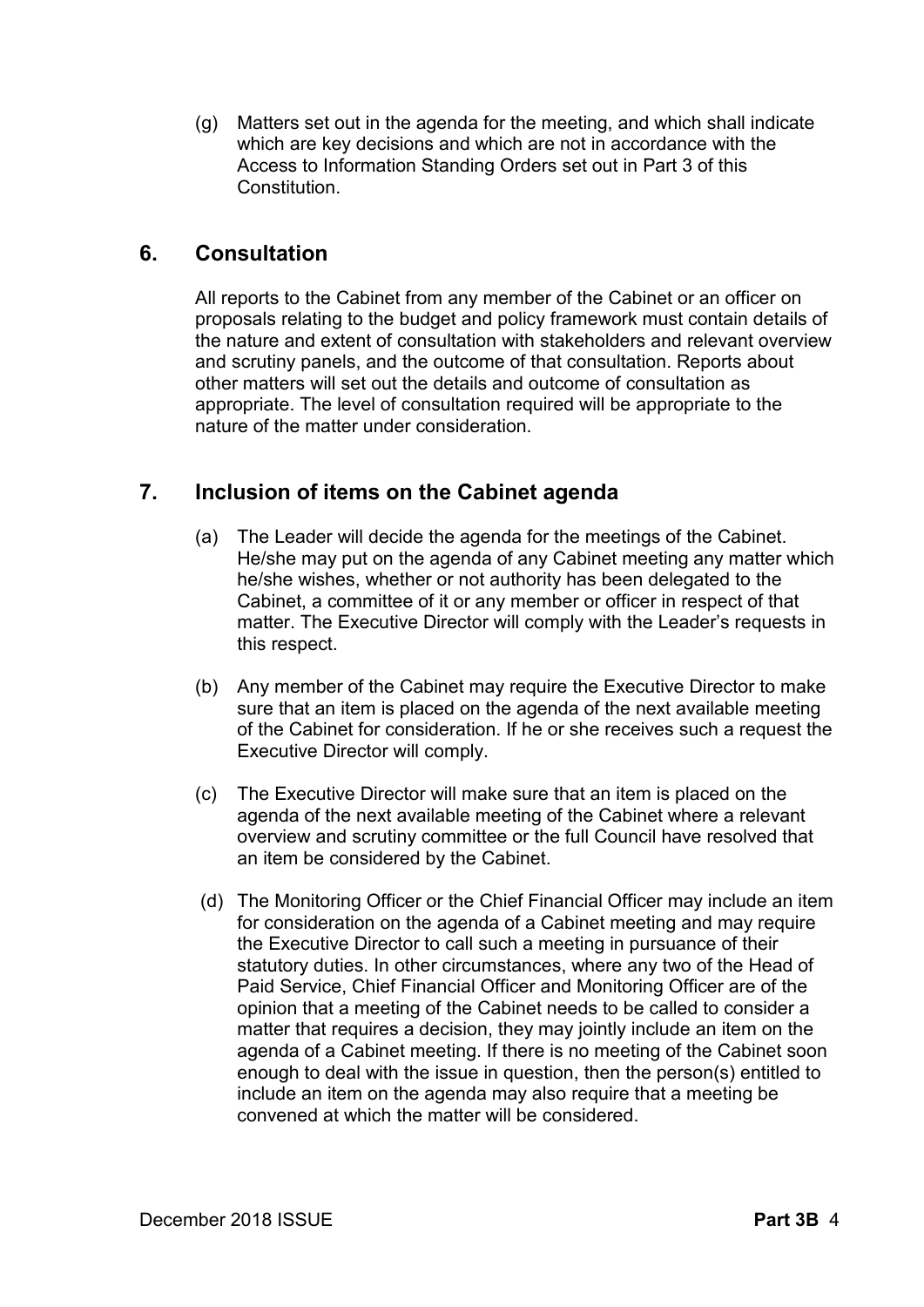(g) Matters set out in the agenda for the meeting, and which shall indicate which are key decisions and which are not in accordance with the Access to Information Standing Orders set out in Part 3 of this Constitution.

## 6. Consultation

All reports to the Cabinet from any member of the Cabinet or an officer on proposals relating to the budget and policy framework must contain details of the nature and extent of consultation with stakeholders and relevant overview and scrutiny panels, and the outcome of that consultation. Reports about other matters will set out the details and outcome of consultation as appropriate. The level of consultation required will be appropriate to the nature of the matter under consideration.

## 7. Inclusion of items on the Cabinet agenda

(a) The Leader will decide the agenda for the meetings of the Cabinet. He/she may put on the agenda of any Cabinet meeting any matter which he/she wishes, whether or not authority has been delegated to the Cabinet, a committee of it or any member or officer in respect of that matter. The Executive Director will comply with the Leader's requests in this respect.

(b) Any member of the Cabinet may require the Executive Director to make sure that an item is placed on the agenda of the next available meeting of the Cabinet for consideration. If he or she receives such a request the Executive Director will comply.

(c) The Executive Director will make sure that an item is placed on the agenda of the next available meeting of the Cabinet where a relevant overview and scrutiny committee or the full Council have resolved that an item be considered by the Cabinet.

(d) The Monitoring Officer or the Chief Financial Officer may include an item for consideration on the agenda of a Cabinet meeting and may require the Executive Director to call such a meeting in pursuance of their statutory duties. In other circumstances, where any two of the Head of Paid Service, Chief Financial Officer and Monitoring Officer are of the opinion that a meeting of the Cabinet needs to be called to consider a matter that requires a decision, they may jointly include an item on the agenda of a Cabinet meeting. If there is no meeting of the Cabinet soon enough to deal with the issue in question, then the person(s) entitled to include an item on the agenda may also require that a meeting be convened at which the matter will be considered.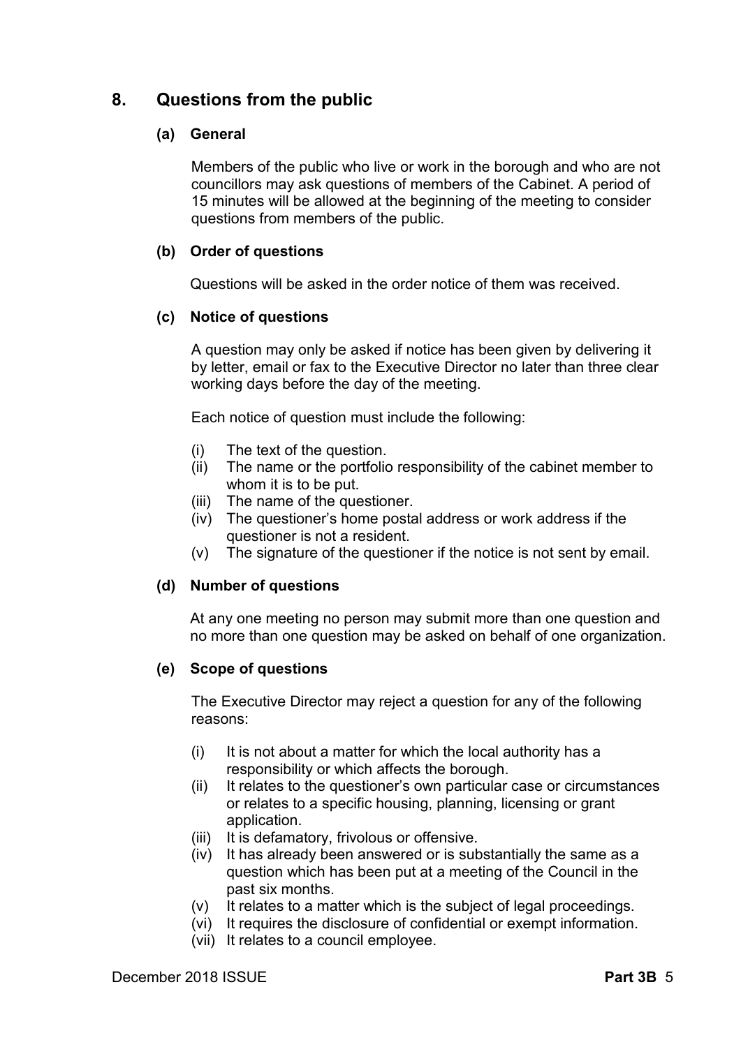## 8. Questions from the public

### (a) General

Members of the public who live or work in the borough and who are not councillors may ask questions of members of the Cabinet. A period of 15 minutes will be allowed at the beginning of the meeting to consider questions from members of the public.

### (b) Order of questions

Questions will be asked in the order notice of them was received.

### (c) Notice of questions

A question may only be asked if notice has been given by delivering it by letter, email or fax to the Executive Director no later than three clear working days before the day of the meeting.

Each notice of question must include the following:

- (i) The text of the question.
- (ii) The name or the portfolio responsibility of the cabinet member to whom it is to be put.
- (iii) The name of the questioner.
- (iv) The questioner's home postal address or work address if the questioner is not a resident.
- (v) The signature of the questioner if the notice is not sent by email.

### (d) Number of questions

At any one meeting no person may submit more than one question and no more than one question may be asked on behalf of one organization.

### (e) Scope of questions

The Executive Director may reject a question for any of the following reasons:

- (i) It is not about a matter for which the local authority has a responsibility or which affects the borough.
- (ii) It relates to the questioner's own particular case or circumstances or relates to a specific housing, planning, licensing or grant application.
- (iii) It is defamatory, frivolous or offensive.
- (iv) It has already been answered or is substantially the same as a question which has been put at a meeting of the Council in the past six months.
- (v) It relates to a matter which is the subject of legal proceedings.
- (vi) It requires the disclosure of confidential or exempt information.
- (vii) It relates to a council employee.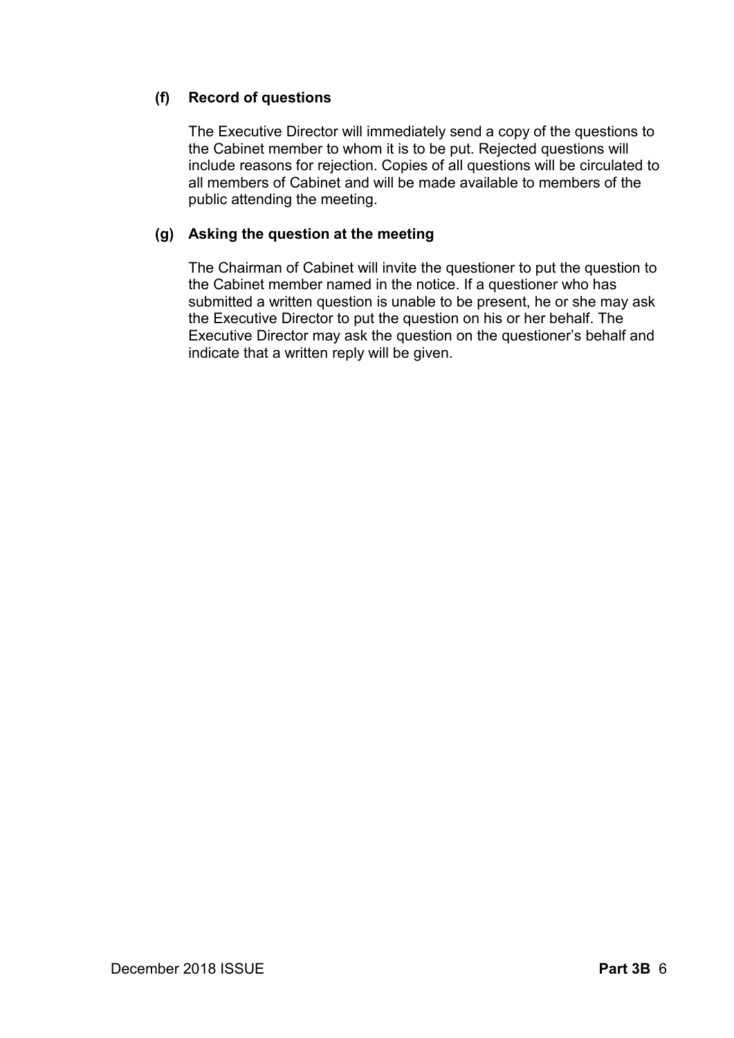**(f) Record of questions**

The Executive Director will immediately send a copy of the questions to the Cabinet member to whom it is to be put. Rejected questions will include reasons for rejection. Copies of all questions will be circulated to all members of Cabinet and will be made available to members of the public attending the meeting.

**(g) Asking the question at the meeting**

The Chairman of Cabinet will invite the questioner to put the question to the Cabinet member named in the notice. If a questioner who has submitted a written question is unable to be present, he or she may ask the Executive Director to put the question on his or her behalf. The Executive Director may ask the question on the questioner's behalf and indicate that a written reply will be given.